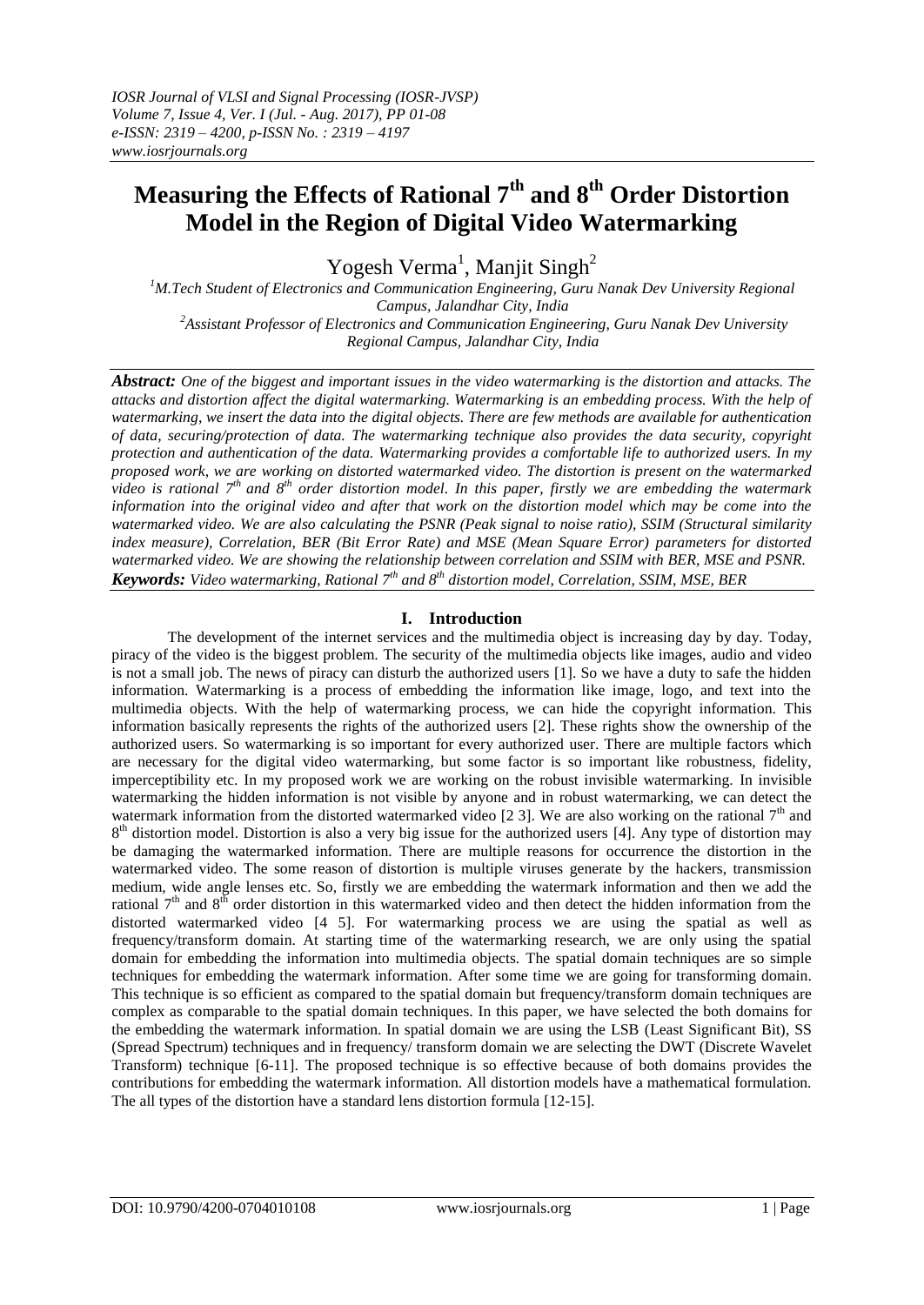# Measuring the Effects of Rational 7th and 8th Order Distortion Model in the Region of Digital Video Watermarking

Yogesh Verma[1], Manjit Singh[2]

[1]M.Tech Student of Electronics and Communication Engineering, Guru Nanak Dev University Regional Campus, Jalandhar City, India
[2]Assistant Professor of Electronics and Communication Engineering, Guru Nanak Dev University Regional Campus, Jalandhar City, India

***Abstract:*** *One of the biggest and important issues in the video watermarking is the distortion and attacks. The attacks and distortion affect the digital watermarking. Watermarking is an embedding process. With the help of watermarking, we insert the data into the digital objects. There are few methods are available for authentication of data, securing/protection of data. The watermarking technique also provides the data security, copyright protection and authentication of the data. Watermarking provides a comfortable life to authorized users. In my proposed work, we are working on distorted watermarked video. The distortion is present on the watermarked video is rational 7th and 8th order distortion model. In this paper, firstly we are embedding the watermark information into the original video and after that work on the distortion model which may be come into the watermarked video. We are also calculating the PSNR (Peak signal to noise ratio), SSIM (Structural similarity index measure), Correlation, BER (Bit Error Rate) and MSE (Mean Square Error) parameters for distorted watermarked video. We are showing the relationship between correlation and SSIM with BER, MSE and PSNR.*

***Keywords:*** *Video watermarking, Rational 7th and 8th distortion model, Correlation, SSIM, MSE, BER*

## I. Introduction

The development of the internet services and the multimedia object is increasing day by day. Today, piracy of the video is the biggest problem. The security of the multimedia objects like images, audio and video is not a small job. The news of piracy can disturb the authorized users [1]. So we have a duty to safe the hidden information. Watermarking is a process of embedding the information like image, logo, and text into the multimedia objects. With the help of watermarking process, we can hide the copyright information. This information basically represents the rights of the authorized users [2]. These rights show the ownership of the authorized users. So watermarking is so important for every authorized user. There are multiple factors which are necessary for the digital video watermarking, but some factor is so important like robustness, fidelity, imperceptibility etc. In my proposed work we are working on the robust invisible watermarking. In invisible watermarking the hidden information is not visible by anyone and in robust watermarking, we can detect the watermark information from the distorted watermarked video [2 3]. We are also working on the rational 7th and 8th distortion model. Distortion is also a very big issue for the authorized users [4]. Any type of distortion may be damaging the watermarked information. There are multiple reasons for occurrence the distortion in the watermarked video. The some reason of distortion is multiple viruses generate by the hackers, transmission medium, wide angle lenses etc. So, firstly we are embedding the watermark information and then we add the rational 7th and 8th order distortion in this watermarked video and then detect the hidden information from the distorted watermarked video [4 5]. For watermarking process we are using the spatial as well as frequency/transform domain. At starting time of the watermarking research, we are only using the spatial domain for embedding the information into multimedia objects. The spatial domain techniques are so simple techniques for embedding the watermark information. After some time we are going for transforming domain. This technique is so efficient as compared to the spatial domain but frequency/transform domain techniques are complex as comparable to the spatial domain techniques. In this paper, we have selected the both domains for the embedding the watermark information. In spatial domain we are using the LSB (Least Significant Bit), SS (Spread Spectrum) techniques and in frequency/ transform domain we are selecting the DWT (Discrete Wavelet Transform) technique [6-11]. The proposed technique is so effective because of both domains provides the contributions for embedding the watermark information. All distortion models have a mathematical formulation. The all types of the distortion have a standard lens distortion formula [12-15].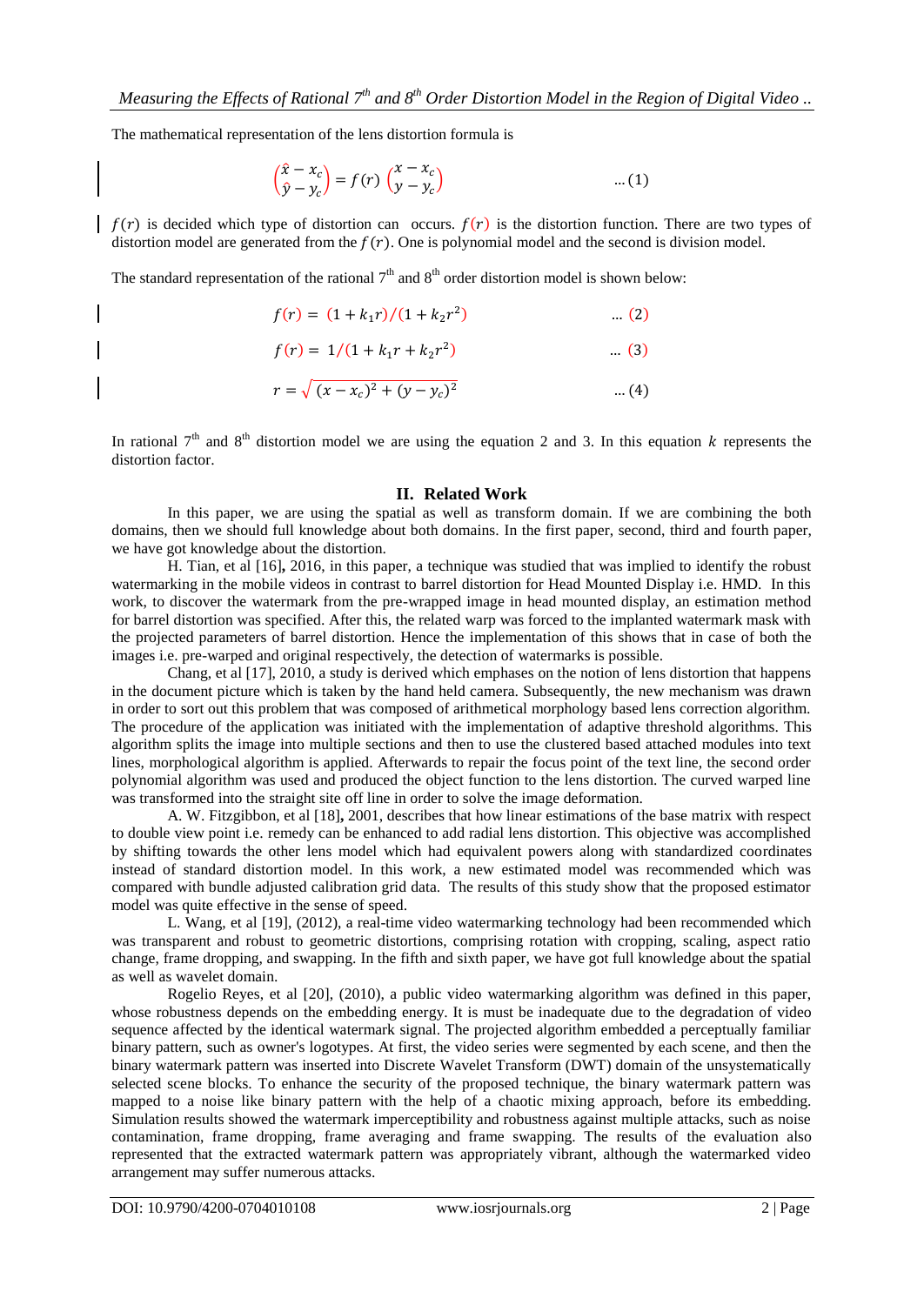The mathematical representation of the lens distortion formula is

$$\begin{pmatrix} \hat{x} - x_c \\ \hat{y} - y_c \end{pmatrix} = f(r) \begin{pmatrix} x - x_c \\ y - y_c \end{pmatrix} \qquad \dots (1)$$

$f(r)$ is decided which type of distortion can occurs. $f(r)$ is the distortion function. There are two types of distortion model are generated from the $f(r)$. One is polynomial model and the second is division model.

The standard representation of the rational 7[th] and 8[th] order distortion model is shown below:

$$f(r) = (1 + k_1 r)/(1 + k_2 r^2) \qquad \dots (2)$$

$$f(r) = 1/(1 + k_1 r + k_2 r^2) \qquad \dots (3)$$

$$r = \sqrt{(x - x_c)^2 + (y - y_c)^2} \qquad \dots (4)$$

In rational 7[th] and 8[th] distortion model we are using the equation 2 and 3. In this equation $k$ represents the distortion factor.

## II. Related Work

In this paper, we are using the spatial as well as transform domain. If we are combining the both domains, then we should full knowledge about both domains. In the first paper, second, third and fourth paper, we have got knowledge about the distortion.

H. Tian, et al [16]**,** 2016, in this paper, a technique was studied that was implied to identify the robust watermarking in the mobile videos in contrast to barrel distortion for Head Mounted Display i.e. HMD. In this work, to discover the watermark from the pre-wrapped image in head mounted display, an estimation method for barrel distortion was specified. After this, the related warp was forced to the implanted watermark mask with the projected parameters of barrel distortion. Hence the implementation of this shows that in case of both the images i.e. pre-warped and original respectively, the detection of watermarks is possible.

Chang, et al [17], 2010, a study is derived which emphases on the notion of lens distortion that happens in the document picture which is taken by the hand held camera. Subsequently, the new mechanism was drawn in order to sort out this problem that was composed of arithmetical morphology based lens correction algorithm. The procedure of the application was initiated with the implementation of adaptive threshold algorithms. This algorithm splits the image into multiple sections and then to use the clustered based attached modules into text lines, morphological algorithm is applied. Afterwards to repair the focus point of the text line, the second order polynomial algorithm was used and produced the object function to the lens distortion. The curved warped line was transformed into the straight site off line in order to solve the image deformation.

A. W. Fitzgibbon, et al [18]**,** 2001, describes that how linear estimations of the base matrix with respect to double view point i.e. remedy can be enhanced to add radial lens distortion. This objective was accomplished by shifting towards the other lens model which had equivalent powers along with standardized coordinates instead of standard distortion model. In this work, a new estimated model was recommended which was compared with bundle adjusted calibration grid data. The results of this study show that the proposed estimator model was quite effective in the sense of speed.

L. Wang, et al [19], (2012), a real-time video watermarking technology had been recommended which was transparent and robust to geometric distortions, comprising rotation with cropping, scaling, aspect ratio change, frame dropping, and swapping. In the fifth and sixth paper, we have got full knowledge about the spatial as well as wavelet domain.

Rogelio Reyes, et al [20], (2010), a public video watermarking algorithm was defined in this paper, whose robustness depends on the embedding energy. It is must be inadequate due to the degradation of video sequence affected by the identical watermark signal. The projected algorithm embedded a perceptually familiar binary pattern, such as owner's logotypes. At first, the video series were segmented by each scene, and then the binary watermark pattern was inserted into Discrete Wavelet Transform (DWT) domain of the unsystematically selected scene blocks. To enhance the security of the proposed technique, the binary watermark pattern was mapped to a noise like binary pattern with the help of a chaotic mixing approach, before its embedding. Simulation results showed the watermark imperceptibility and robustness against multiple attacks, such as noise contamination, frame dropping, frame averaging and frame swapping. The results of the evaluation also represented that the extracted watermark pattern was appropriately vibrant, although the watermarked video arrangement may suffer numerous attacks.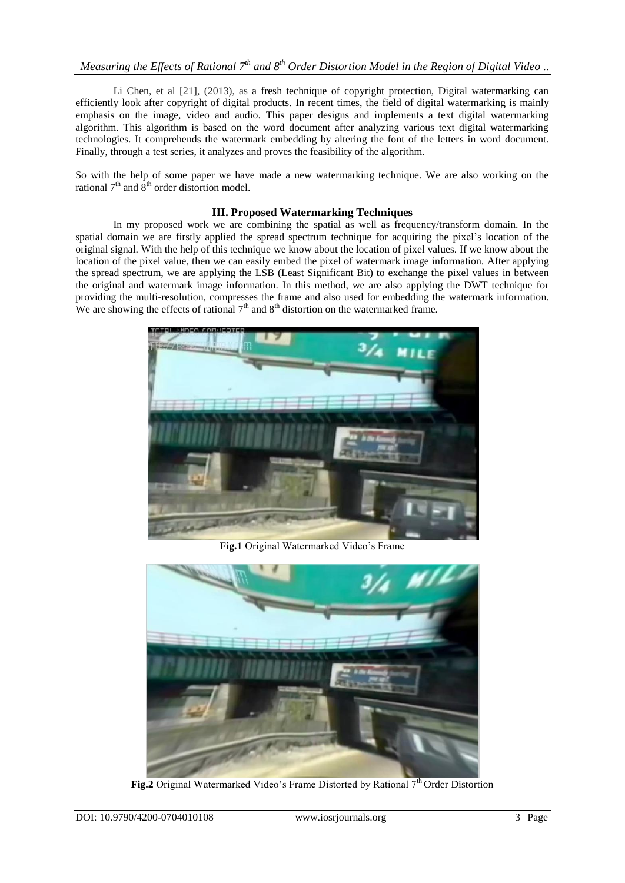Li Chen, et al [21], (2013), as a fresh technique of copyright protection, Digital watermarking can efficiently look after copyright of digital products. In recent times, the field of digital watermarking is mainly emphasis on the image, video and audio. This paper designs and implements a text digital watermarking algorithm. This algorithm is based on the word document after analyzing various text digital watermarking technologies. It comprehends the watermark embedding by altering the font of the letters in word document. Finally, through a test series, it analyzes and proves the feasibility of the algorithm.

So with the help of some paper we have made a new watermarking technique. We are also working on the rational $7^{th}$ and $8^{th}$ order distortion model.

## III. Proposed Watermarking Techniques

In my proposed work we are combining the spatial as well as frequency/transform domain. In the spatial domain we are firstly applied the spread spectrum technique for acquiring the pixel's location of the original signal. With the help of this technique we know about the location of pixel values. If we know about the location of the pixel value, then we can easily embed the pixel of watermark image information. After applying the spread spectrum, we are applying the LSB (Least Significant Bit) to exchange the pixel values in between the original and watermark image information. In this method, we are also applying the DWT technique for providing the multi-resolution, compresses the frame and also used for embedding the watermark information. We are showing the effects of rational $7^{th}$ and $8^{th}$ distortion on the watermarked frame.

**Fig.1** Original Watermarked Video's Frame

**Fig.2** Original Watermarked Video's Frame Distorted by Rational $7^{th}$ Order Distortion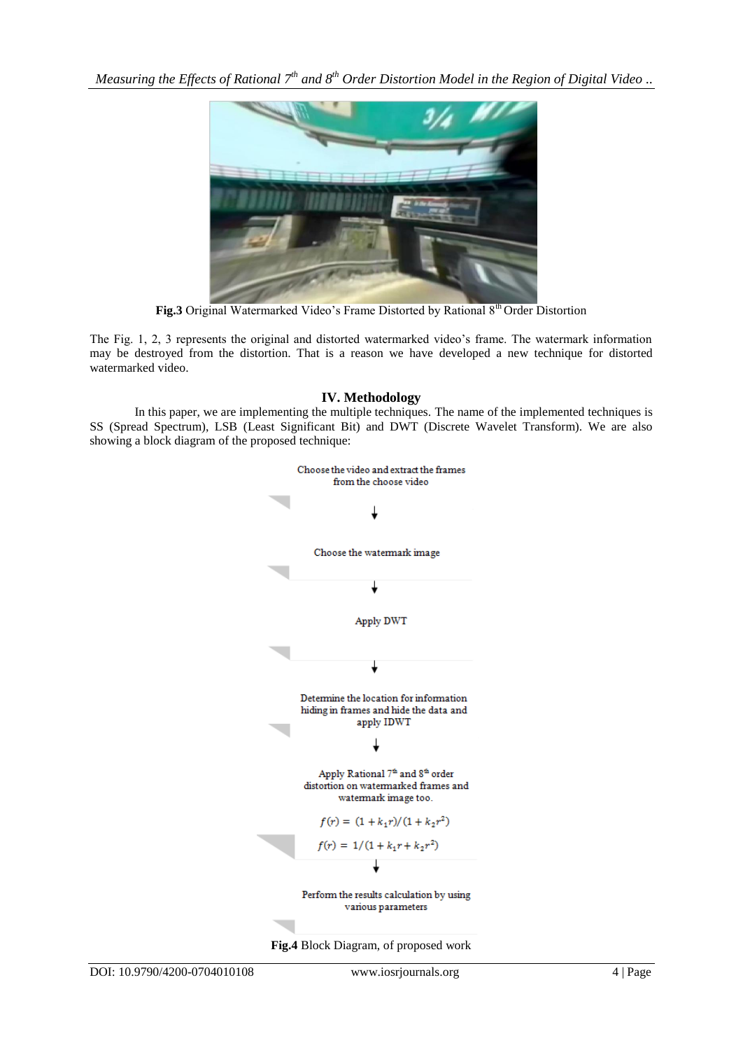**Fig.3** Original Watermarked Video's Frame Distorted by Rational 8[th] Order Distortion

The Fig. 1, 2, 3 represents the original and distorted watermarked video's frame. The watermark information may be destroyed from the distortion. That is a reason we have developed a new technique for distorted watermarked video.

## IV. Methodology

In this paper, we are implementing the multiple techniques. The name of the implemented techniques is SS (Spread Spectrum), LSB (Least Significant Bit) and DWT (Discrete Wavelet Transform). We are also showing a block diagram of the proposed technique:

Choose the video and extract the frames from the choose video

↓

Choose the watermark image

↓

Apply DWT

↓

Determine the location for information hiding in frames and hide the data and apply IDWT

↓

Apply Rational 7[th] and 8[th] order distortion on watermarked frames and watermark image too.

$$f(r) = (1 + k_1 r)/(1 + k_2 r^2)$$

$$f(r) = 1/(1 + k_1 r + k_2 r^2)$$

↓

Perform the results calculation by using various parameters

**Fig.4** Block Diagram, of proposed work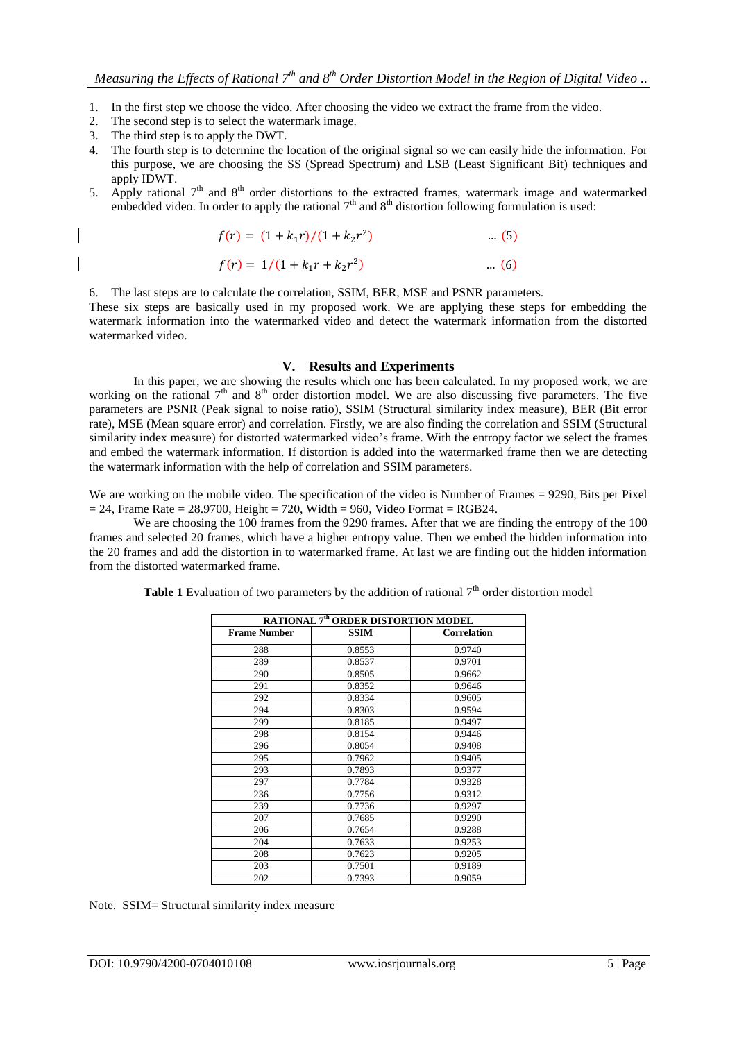1. In the first step we choose the video. After choosing the video we extract the frame from the video.
2. The second step is to select the watermark image.
3. The third step is to apply the DWT.
4. The fourth step is to determine the location of the original signal so we can easily hide the information. For this purpose, we are choosing the SS (Spread Spectrum) and LSB (Least Significant Bit) techniques and apply IDWT.
5. Apply rational 7th and 8th order distortions to the extracted frames, watermark image and watermarked embedded video. In order to apply the rational 7th and 8th distortion following formulation is used:

$$f(r) = (1 + k_1 r)/(1 + k_2 r^2) \quad \text{... (5)}$$

$$f(r) = 1/(1 + k_1 r + k_2 r^2) \quad \text{... (6)}$$

6. The last steps are to calculate the correlation, SSIM, BER, MSE and PSNR parameters.

These six steps are basically used in my proposed work. We are applying these steps for embedding the watermark information into the watermarked video and detect the watermark information from the distorted watermarked video.

## V. Results and Experiments

In this paper, we are showing the results which one has been calculated. In my proposed work, we are working on the rational 7th and 8th order distortion model. We are also discussing five parameters. The five parameters are PSNR (Peak signal to noise ratio), SSIM (Structural similarity index measure), BER (Bit error rate), MSE (Mean square error) and correlation. Firstly, we are also finding the correlation and SSIM (Structural similarity index measure) for distorted watermarked video's frame. With the entropy factor we select the frames and embed the watermark information. If distortion is added into the watermarked frame then we are detecting the watermark information with the help of correlation and SSIM parameters.

We are working on the mobile video. The specification of the video is Number of Frames = 9290, Bits per Pixel = 24, Frame Rate = 28.9700, Height = 720, Width = 960, Video Format = RGB24.

We are choosing the 100 frames from the 9290 frames. After that we are finding the entropy of the 100 frames and selected 20 frames, which have a higher entropy value. Then we embed the hidden information into the 20 frames and add the distortion in to watermarked frame. At last we are finding out the hidden information from the distorted watermarked frame.

**Table 1** Evaluation of two parameters by the addition of rational 7th order distortion model

| RATIONAL 7th ORDER DISTORTION MODEL | | |
|---|---|---|
| **Frame Number** | **SSIM** | **Correlation** |
| 288 | 0.8553 | 0.9740 |
| 289 | 0.8537 | 0.9701 |
| 290 | 0.8505 | 0.9662 |
| 291 | 0.8352 | 0.9646 |
| 292 | 0.8334 | 0.9605 |
| 294 | 0.8303 | 0.9594 |
| 299 | 0.8185 | 0.9497 |
| 298 | 0.8154 | 0.9446 |
| 296 | 0.8054 | 0.9408 |
| 295 | 0.7962 | 0.9405 |
| 293 | 0.7893 | 0.9377 |
| 297 | 0.7784 | 0.9328 |
| 236 | 0.7756 | 0.9312 |
| 239 | 0.7736 | 0.9297 |
| 207 | 0.7685 | 0.9290 |
| 206 | 0.7654 | 0.9288 |
| 204 | 0.7633 | 0.9253 |
| 208 | 0.7623 | 0.9205 |
| 203 | 0.7501 | 0.9189 |
| 202 | 0.7393 | 0.9059 |

Note. SSIM= Structural similarity index measure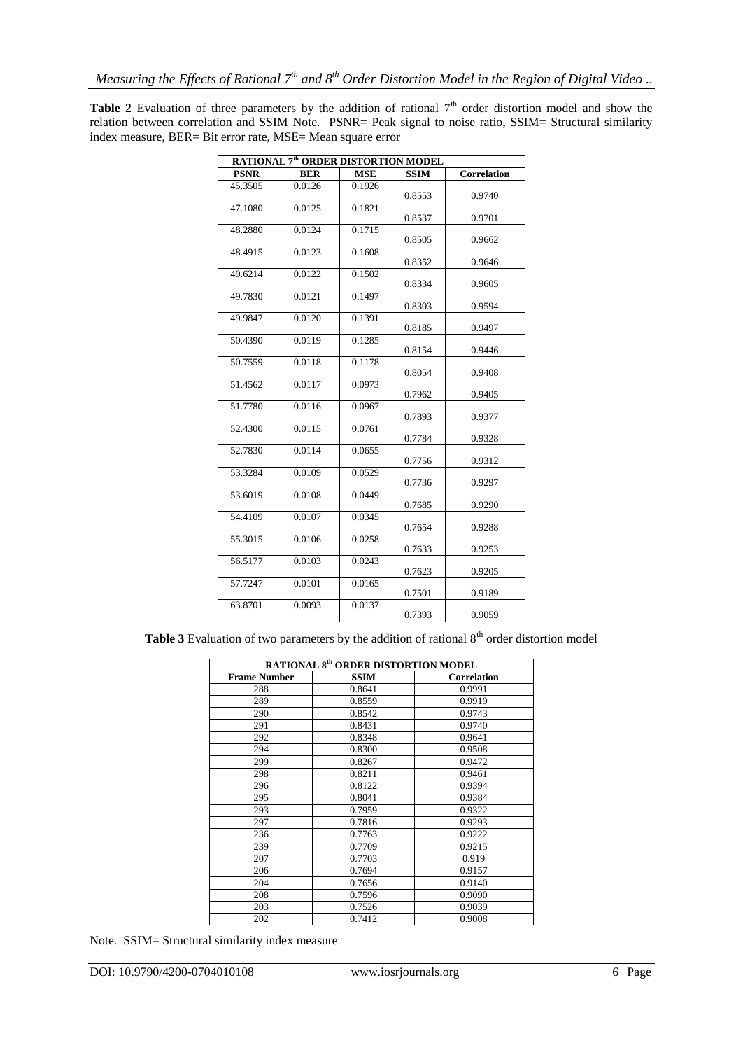**Table 2** Evaluation of three parameters by the addition of rational $7^{th}$ order distortion model and show the relation between correlation and SSIM Note. PSNR= Peak signal to noise ratio, SSIM= Structural similarity index measure, BER= Bit error rate, MSE= Mean square error

| RATIONAL $7^{th}$ ORDER DISTORTION MODEL | | | | |
|---|---|---|---|---|
| **PSNR** | **BER** | **MSE** | **SSIM** | **Correlation** |
| 45.3505 | 0.0126 | 0.1926 | 0.8553 | 0.9740 |
| 47.1080 | 0.0125 | 0.1821 | 0.8537 | 0.9701 |
| 48.2880 | 0.0124 | 0.1715 | 0.8505 | 0.9662 |
| 48.4915 | 0.0123 | 0.1608 | 0.8352 | 0.9646 |
| 49.6214 | 0.0122 | 0.1502 | 0.8334 | 0.9605 |
| 49.7830 | 0.0121 | 0.1497 | 0.8303 | 0.9594 |
| 49.9847 | 0.0120 | 0.1391 | 0.8185 | 0.9497 |
| 50.4390 | 0.0119 | 0.1285 | 0.8154 | 0.9446 |
| 50.7559 | 0.0118 | 0.1178 | 0.8054 | 0.9408 |
| 51.4562 | 0.0117 | 0.0973 | 0.7962 | 0.9405 |
| 51.7780 | 0.0116 | 0.0967 | 0.7893 | 0.9377 |
| 52.4300 | 0.0115 | 0.0761 | 0.7784 | 0.9328 |
| 52.7830 | 0.0114 | 0.0655 | 0.7756 | 0.9312 |
| 53.3284 | 0.0109 | 0.0529 | 0.7736 | 0.9297 |
| 53.6019 | 0.0108 | 0.0449 | 0.7685 | 0.9290 |
| 54.4109 | 0.0107 | 0.0345 | 0.7654 | 0.9288 |
| 55.3015 | 0.0106 | 0.0258 | 0.7633 | 0.9253 |
| 56.5177 | 0.0103 | 0.0243 | 0.7623 | 0.9205 |
| 57.7247 | 0.0101 | 0.0165 | 0.7501 | 0.9189 |
| 63.8701 | 0.0093 | 0.0137 | 0.7393 | 0.9059 |

**Table 3** Evaluation of two parameters by the addition of rational $8^{th}$ order distortion model

| RATIONAL $8^{th}$ ORDER DISTORTION MODEL | | |
|---|---|---|
| **Frame Number** | **SSIM** | **Correlation** |
| 288 | 0.8641 | 0.9991 |
| 289 | 0.8559 | 0.9919 |
| 290 | 0.8542 | 0.9743 |
| 291 | 0.8431 | 0.9740 |
| 292 | 0.8348 | 0.9641 |
| 294 | 0.8300 | 0.9508 |
| 299 | 0.8267 | 0.9472 |
| 298 | 0.8211 | 0.9461 |
| 296 | 0.8122 | 0.9394 |
| 295 | 0.8041 | 0.9384 |
| 293 | 0.7959 | 0.9322 |
| 297 | 0.7816 | 0.9293 |
| 236 | 0.7763 | 0.9222 |
| 239 | 0.7709 | 0.9215 |
| 207 | 0.7703 | 0.919 |
| 206 | 0.7694 | 0.9157 |
| 204 | 0.7656 | 0.9140 |
| 208 | 0.7596 | 0.9090 |
| 203 | 0.7526 | 0.9039 |
| 202 | 0.7412 | 0.9008 |

Note. SSIM= Structural similarity index measure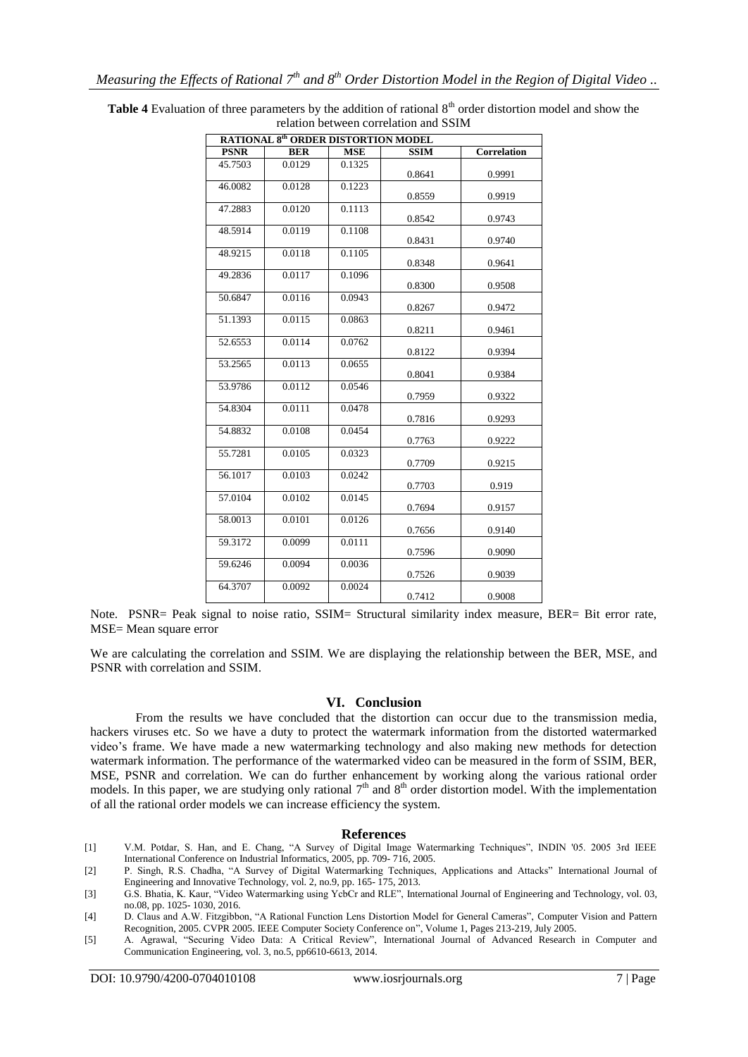**Table 4** Evaluation of three parameters by the addition of rational 8th order distortion model and show the relation between correlation and SSIM

| RATIONAL 8th ORDER DISTORTION MODEL | | | | |
|---|---|---|---|---|
| **PSNR** | **BER** | **MSE** | **SSIM** | **Correlation** |
| 45.7503 | 0.0129 | 0.1325 | 0.8641 | 0.9991 |
| 46.0082 | 0.0128 | 0.1223 | 0.8559 | 0.9919 |
| 47.2883 | 0.0120 | 0.1113 | 0.8542 | 0.9743 |
| 48.5914 | 0.0119 | 0.1108 | 0.8431 | 0.9740 |
| 48.9215 | 0.0118 | 0.1105 | 0.8348 | 0.9641 |
| 49.2836 | 0.0117 | 0.1096 | 0.8300 | 0.9508 |
| 50.6847 | 0.0116 | 0.0943 | 0.8267 | 0.9472 |
| 51.1393 | 0.0115 | 0.0863 | 0.8211 | 0.9461 |
| 52.6553 | 0.0114 | 0.0762 | 0.8122 | 0.9394 |
| 53.2565 | 0.0113 | 0.0655 | 0.8041 | 0.9384 |
| 53.9786 | 0.0112 | 0.0546 | 0.7959 | 0.9322 |
| 54.8304 | 0.0111 | 0.0478 | 0.7816 | 0.9293 |
| 54.8832 | 0.0108 | 0.0454 | 0.7763 | 0.9222 |
| 55.7281 | 0.0105 | 0.0323 | 0.7709 | 0.9215 |
| 56.1017 | 0.0103 | 0.0242 | 0.7703 | 0.919 |
| 57.0104 | 0.0102 | 0.0145 | 0.7694 | 0.9157 |
| 58.0013 | 0.0101 | 0.0126 | 0.7656 | 0.9140 |
| 59.3172 | 0.0099 | 0.0111 | 0.7596 | 0.9090 |
| 59.6246 | 0.0094 | 0.0036 | 0.7526 | 0.9039 |
| 64.3707 | 0.0092 | 0.0024 | 0.7412 | 0.9008 |

Note. PSNR= Peak signal to noise ratio, SSIM= Structural similarity index measure, BER= Bit error rate, MSE= Mean square error

We are calculating the correlation and SSIM. We are displaying the relationship between the BER, MSE, and PSNR with correlation and SSIM.

## VI. Conclusion

From the results we have concluded that the distortion can occur due to the transmission media, hackers viruses etc. So we have a duty to protect the watermark information from the distorted watermarked video's frame. We have made a new watermarking technology and also making new methods for detection watermark information. The performance of the watermarked video can be measured in the form of SSIM, BER, MSE, PSNR and correlation. We can do further enhancement by working along the various rational order models. In this paper, we are studying only rational 7th and 8th order distortion model. With the implementation of all the rational order models we can increase efficiency the system.

## References

[1] V.M. Potdar, S. Han, and E. Chang, "A Survey of Digital Image Watermarking Techniques", INDIN '05. 2005 3rd IEEE International Conference on Industrial Informatics, 2005, pp. 709- 716, 2005.

[2] P. Singh, R.S. Chadha, "A Survey of Digital Watermarking Techniques, Applications and Attacks" International Journal of Engineering and Innovative Technology, vol. 2, no.9, pp. 165- 175, 2013.

[3] G.S. Bhatia, K. Kaur, "Video Watermarking using YcbCr and RLE", International Journal of Engineering and Technology, vol. 03, no.08, pp. 1025- 1030, 2016.

[4] D. Claus and A.W. Fitzgibbon, "A Rational Function Lens Distortion Model for General Cameras", Computer Vision and Pattern Recognition, 2005. CVPR 2005. IEEE Computer Society Conference on", Volume 1, Pages 213-219, July 2005.

[5] A. Agrawal, "Securing Video Data: A Critical Review", International Journal of Advanced Research in Computer and Communication Engineering, vol. 3, no.5, pp6610-6613, 2014.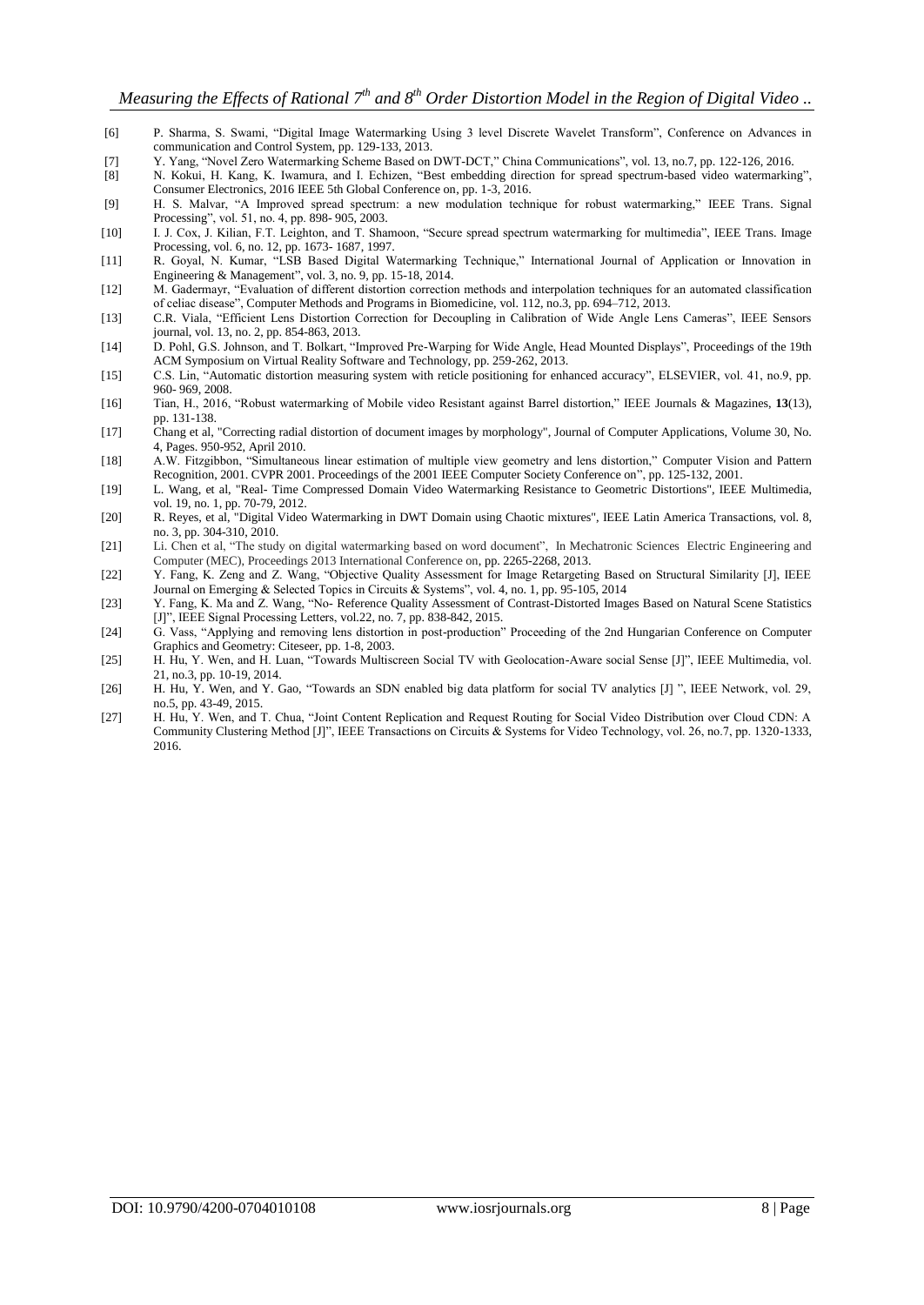[6] P. Sharma, S. Swami, "Digital Image Watermarking Using 3 level Discrete Wavelet Transform", Conference on Advances in communication and Control System, pp. 129-133, 2013.

[7] Y. Yang, "Novel Zero Watermarking Scheme Based on DWT-DCT," China Communications", vol. 13, no.7, pp. 122-126, 2016.

[8] N. Kokui, H. Kang, K. Iwamura, and I. Echizen, "Best embedding direction for spread spectrum-based video watermarking", Consumer Electronics, 2016 IEEE 5th Global Conference on, pp. 1-3, 2016.

[9] H. S. Malvar, "A Improved spread spectrum: a new modulation technique for robust watermarking," IEEE Trans. Signal Processing", vol. 51, no. 4, pp. 898- 905, 2003.

[10] I. J. Cox, J. Kilian, F.T. Leighton, and T. Shamoon, "Secure spread spectrum watermarking for multimedia", IEEE Trans. Image Processing, vol. 6, no. 12, pp. 1673- 1687, 1997.

[11] R. Goyal, N. Kumar, "LSB Based Digital Watermarking Technique," International Journal of Application or Innovation in Engineering & Management", vol. 3, no. 9, pp. 15-18, 2014.

[12] M. Gadermayr, "Evaluation of different distortion correction methods and interpolation techniques for an automated classification of celiac disease", Computer Methods and Programs in Biomedicine, vol. 112, no.3, pp. 694–712, 2013.

[13] C.R. Viala, "Efficient Lens Distortion Correction for Decoupling in Calibration of Wide Angle Lens Cameras", IEEE Sensors journal, vol. 13, no. 2, pp. 854-863, 2013.

[14] D. Pohl, G.S. Johnson, and T. Bolkart, "Improved Pre-Warping for Wide Angle, Head Mounted Displays", Proceedings of the 19th ACM Symposium on Virtual Reality Software and Technology, pp. 259-262, 2013.

[15] C.S. Lin, "Automatic distortion measuring system with reticle positioning for enhanced accuracy", ELSEVIER, vol. 41, no.9, pp. 960- 969, 2008.

[16] Tian, H., 2016, "Robust watermarking of Mobile video Resistant against Barrel distortion," IEEE Journals & Magazines, **13**(13), pp. 131-138.

[17] Chang et al, "Correcting radial distortion of document images by morphology", Journal of Computer Applications, Volume 30, No. 4, Pages. 950-952, April 2010.

[18] A.W. Fitzgibbon, "Simultaneous linear estimation of multiple view geometry and lens distortion," Computer Vision and Pattern Recognition, 2001. CVPR 2001. Proceedings of the 2001 IEEE Computer Society Conference on", pp. 125-132, 2001.

[19] L. Wang, et al, "Real- Time Compressed Domain Video Watermarking Resistance to Geometric Distortions", IEEE Multimedia, vol. 19, no. 1, pp. 70-79, 2012.

[20] R. Reyes, et al, "Digital Video Watermarking in DWT Domain using Chaotic mixtures", IEEE Latin America Transactions, vol. 8, no. 3, pp. 304-310, 2010.

[21] Li. Chen et al, "The study on digital watermarking based on word document", In Mechatronic Sciences Electric Engineering and Computer (MEC), Proceedings 2013 International Conference on, pp. 2265-2268, 2013.

[22] Y. Fang, K. Zeng and Z. Wang, "Objective Quality Assessment for Image Retargeting Based on Structural Similarity [J], IEEE Journal on Emerging & Selected Topics in Circuits & Systems", vol. 4, no. 1, pp. 95-105, 2014

[23] Y. Fang, K. Ma and Z. Wang, "No- Reference Quality Assessment of Contrast-Distorted Images Based on Natural Scene Statistics [J]", IEEE Signal Processing Letters, vol.22, no. 7, pp. 838-842, 2015.

[24] G. Vass, "Applying and removing lens distortion in post-production" Proceeding of the 2nd Hungarian Conference on Computer Graphics and Geometry: Citeseer, pp. 1-8, 2003.

[25] H. Hu, Y. Wen, and H. Luan, "Towards Multiscreen Social TV with Geolocation-Aware social Sense [J]", IEEE Multimedia, vol. 21, no.3, pp. 10-19, 2014.

[26] H. Hu, Y. Wen, and Y. Gao, "Towards an SDN enabled big data platform for social TV analytics [J] ", IEEE Network, vol. 29, no.5, pp. 43-49, 2015.

[27] H. Hu, Y. Wen, and T. Chua, "Joint Content Replication and Request Routing for Social Video Distribution over Cloud CDN: A Community Clustering Method [J]", IEEE Transactions on Circuits & Systems for Video Technology, vol. 26, no.7, pp. 1320-1333, 2016.